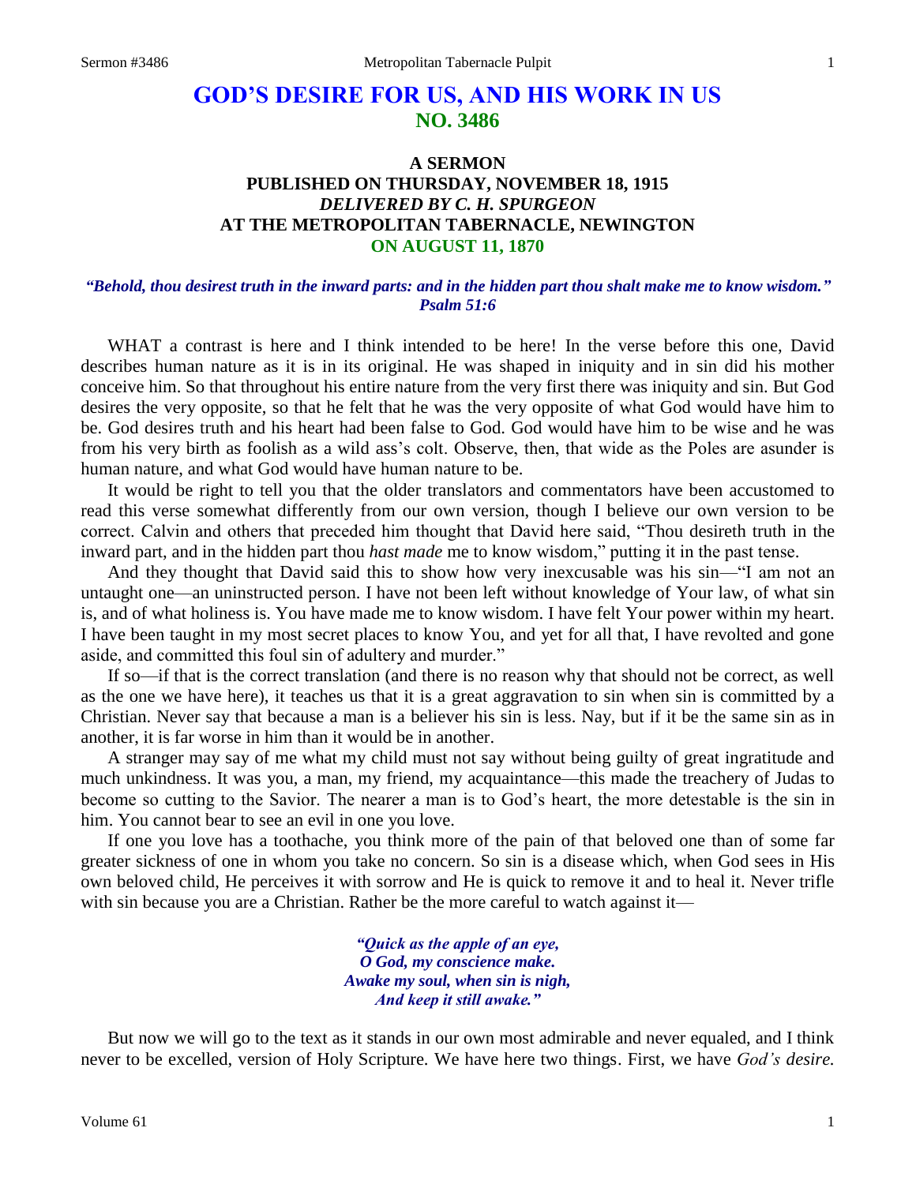# GOD'S DESIRE FOR US, AND HIS WORK IN US
## NO. 3486

### A SERMON
### PUBLISHED ON THURSDAY, NOVEMBER 18, 1915
### *DELIVERED BY C. H. SPURGEON*
### AT THE METROPOLITAN TABERNACLE, NEWINGTON
### ON AUGUST 11, 1870

***"Behold, thou desirest truth in the inward parts: and in the hidden part thou shalt make me to know wisdom." Psalm 51:6***

WHAT a contrast is here and I think intended to be here! In the verse before this one, David describes human nature as it is in its original. He was shaped in iniquity and in sin did his mother conceive him. So that throughout his entire nature from the very first there was iniquity and sin. But God desires the very opposite, so that he felt that he was the very opposite of what God would have him to be. God desires truth and his heart had been false to God. God would have him to be wise and he was from his very birth as foolish as a wild ass's colt. Observe, then, that wide as the Poles are asunder is human nature, and what God would have human nature to be.

It would be right to tell you that the older translators and commentators have been accustomed to read this verse somewhat differently from our own version, though I believe our own version to be correct. Calvin and others that preceded him thought that David here said, "Thou desireth truth in the inward part, and in the hidden part thou *hast made* me to know wisdom," putting it in the past tense.

And they thought that David said this to show how very inexcusable was his sin—"I am not an untaught one—an uninstructed person. I have not been left without knowledge of Your law, of what sin is, and of what holiness is. You have made me to know wisdom. I have felt Your power within my heart. I have been taught in my most secret places to know You, and yet for all that, I have revolted and gone aside, and committed this foul sin of adultery and murder."

If so—if that is the correct translation (and there is no reason why that should not be correct, as well as the one we have here), it teaches us that it is a great aggravation to sin when sin is committed by a Christian. Never say that because a man is a believer his sin is less. Nay, but if it be the same sin as in another, it is far worse in him than it would be in another.

A stranger may say of me what my child must not say without being guilty of great ingratitude and much unkindness. It was you, a man, my friend, my acquaintance—this made the treachery of Judas to become so cutting to the Savior. The nearer a man is to God's heart, the more detestable is the sin in him. You cannot bear to see an evil in one you love.

If one you love has a toothache, you think more of the pain of that beloved one than of some far greater sickness of one in whom you take no concern. So sin is a disease which, when God sees in His own beloved child, He perceives it with sorrow and He is quick to remove it and to heal it. Never trifle with sin because you are a Christian. Rather be the more careful to watch against it—

> *"Quick as the apple of an eye,*
> *O God, my conscience make.*
> *Awake my soul, when sin is nigh,*
> *And keep it still awake."*

But now we will go to the text as it stands in our own most admirable and never equaled, and I think never to be excelled, version of Holy Scripture. We have here two things. First, we have *God's desire.*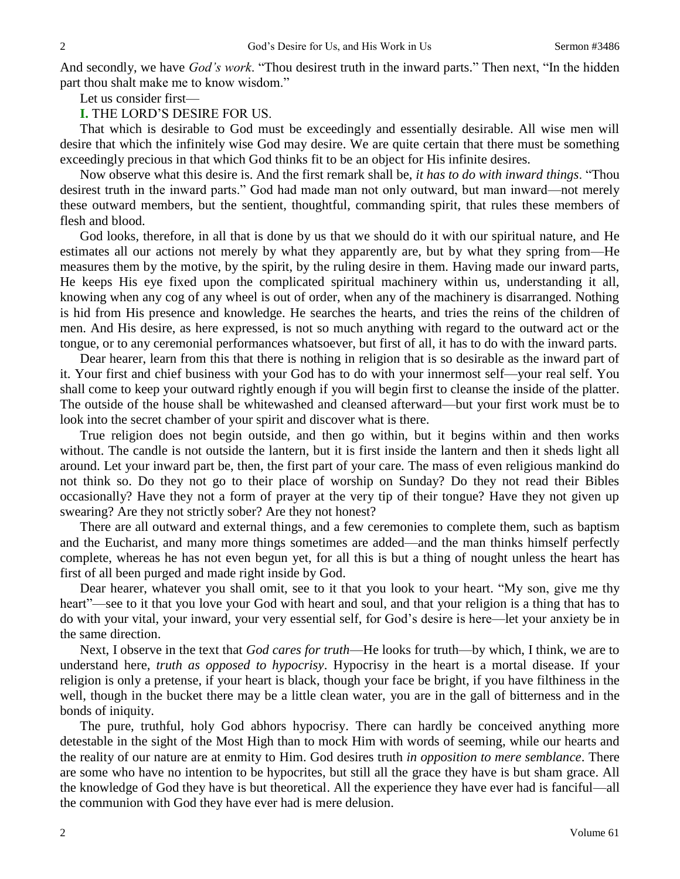And secondly, we have *God's work*. "Thou desirest truth in the inward parts." Then next, "In the hidden part thou shalt make me to know wisdom."

Let us consider first—

**I.** THE LORD'S DESIRE FOR US.

That which is desirable to God must be exceedingly and essentially desirable. All wise men will desire that which the infinitely wise God may desire. We are quite certain that there must be something exceedingly precious in that which God thinks fit to be an object for His infinite desires.

Now observe what this desire is. And the first remark shall be, *it has to do with inward things*. "Thou desirest truth in the inward parts." God had made man not only outward, but man inward—not merely these outward members, but the sentient, thoughtful, commanding spirit, that rules these members of flesh and blood.

God looks, therefore, in all that is done by us that we should do it with our spiritual nature, and He estimates all our actions not merely by what they apparently are, but by what they spring from—He measures them by the motive, by the spirit, by the ruling desire in them. Having made our inward parts, He keeps His eye fixed upon the complicated spiritual machinery within us, understanding it all, knowing when any cog of any wheel is out of order, when any of the machinery is disarranged. Nothing is hid from His presence and knowledge. He searches the hearts, and tries the reins of the children of men. And His desire, as here expressed, is not so much anything with regard to the outward act or the tongue, or to any ceremonial performances whatsoever, but first of all, it has to do with the inward parts.

Dear hearer, learn from this that there is nothing in religion that is so desirable as the inward part of it. Your first and chief business with your God has to do with your innermost self—your real self. You shall come to keep your outward rightly enough if you will begin first to cleanse the inside of the platter. The outside of the house shall be whitewashed and cleansed afterward—but your first work must be to look into the secret chamber of your spirit and discover what is there.

True religion does not begin outside, and then go within, but it begins within and then works without. The candle is not outside the lantern, but it is first inside the lantern and then it sheds light all around. Let your inward part be, then, the first part of your care. The mass of even religious mankind do not think so. Do they not go to their place of worship on Sunday? Do they not read their Bibles occasionally? Have they not a form of prayer at the very tip of their tongue? Have they not given up swearing? Are they not strictly sober? Are they not honest?

There are all outward and external things, and a few ceremonies to complete them, such as baptism and the Eucharist, and many more things sometimes are added—and the man thinks himself perfectly complete, whereas he has not even begun yet, for all this is but a thing of nought unless the heart has first of all been purged and made right inside by God.

Dear hearer, whatever you shall omit, see to it that you look to your heart. "My son, give me thy heart"—see to it that you love your God with heart and soul, and that your religion is a thing that has to do with your vital, your inward, your very essential self, for God's desire is here—let your anxiety be in the same direction.

Next, I observe in the text that *God cares for truth*—He looks for truth—by which, I think, we are to understand here, *truth as opposed to hypocrisy*. Hypocrisy in the heart is a mortal disease. If your religion is only a pretense, if your heart is black, though your face be bright, if you have filthiness in the well, though in the bucket there may be a little clean water, you are in the gall of bitterness and in the bonds of iniquity.

The pure, truthful, holy God abhors hypocrisy. There can hardly be conceived anything more detestable in the sight of the Most High than to mock Him with words of seeming, while our hearts and the reality of our nature are at enmity to Him. God desires truth *in opposition to mere semblance*. There are some who have no intention to be hypocrites, but still all the grace they have is but sham grace. All the knowledge of God they have is but theoretical. All the experience they have ever had is fanciful—all the communion with God they have ever had is mere delusion.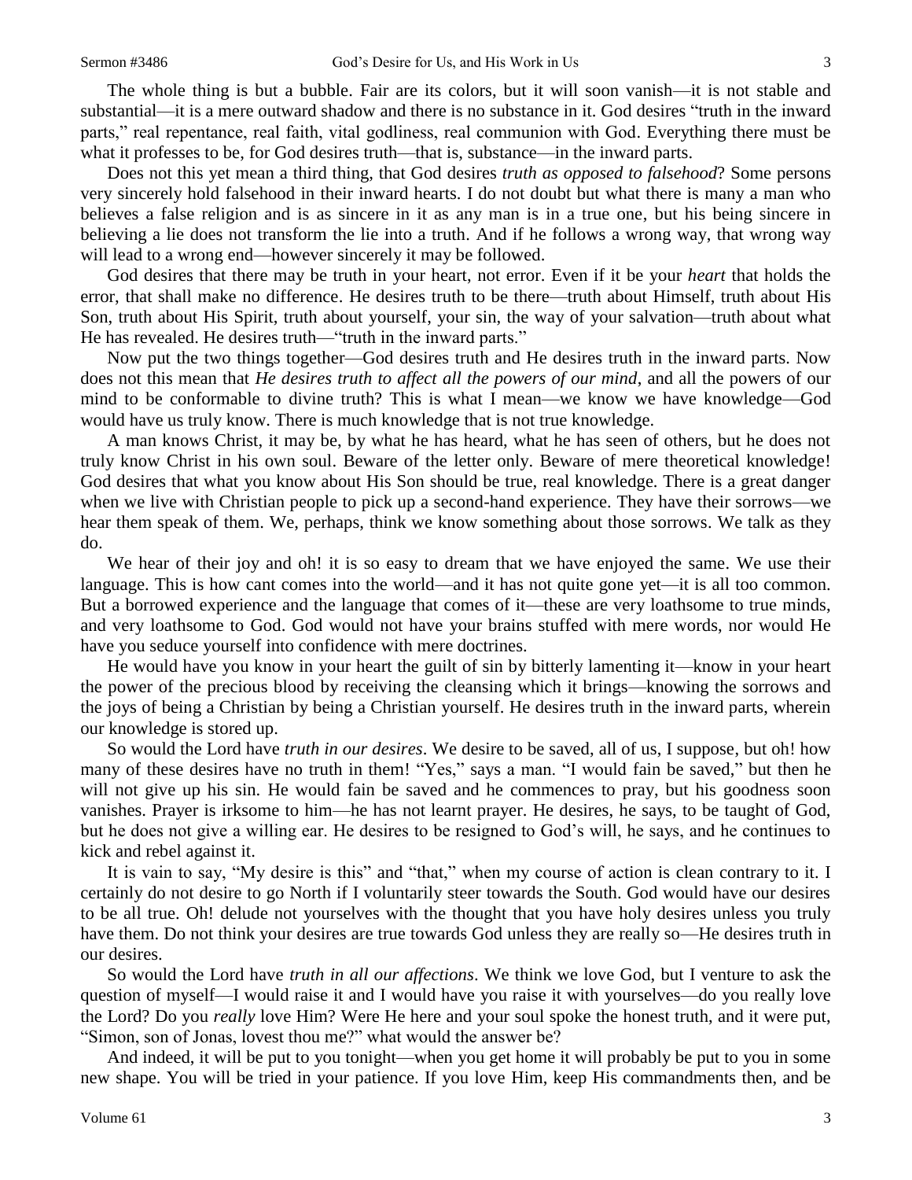The whole thing is but a bubble. Fair are its colors, but it will soon vanish—it is not stable and substantial—it is a mere outward shadow and there is no substance in it. God desires "truth in the inward parts," real repentance, real faith, vital godliness, real communion with God. Everything there must be what it professes to be, for God desires truth—that is, substance—in the inward parts.

Does not this yet mean a third thing, that God desires *truth as opposed to falsehood*? Some persons very sincerely hold falsehood in their inward hearts. I do not doubt but what there is many a man who believes a false religion and is as sincere in it as any man is in a true one, but his being sincere in believing a lie does not transform the lie into a truth. And if he follows a wrong way, that wrong way will lead to a wrong end—however sincerely it may be followed.

God desires that there may be truth in your heart, not error. Even if it be your *heart* that holds the error, that shall make no difference. He desires truth to be there—truth about Himself, truth about His Son, truth about His Spirit, truth about yourself, your sin, the way of your salvation—truth about what He has revealed. He desires truth—"truth in the inward parts."

Now put the two things together—God desires truth and He desires truth in the inward parts. Now does not this mean that *He desires truth to affect all the powers of our mind*, and all the powers of our mind to be conformable to divine truth? This is what I mean—we know we have knowledge—God would have us truly know. There is much knowledge that is not true knowledge.

A man knows Christ, it may be, by what he has heard, what he has seen of others, but he does not truly know Christ in his own soul. Beware of the letter only. Beware of mere theoretical knowledge! God desires that what you know about His Son should be true, real knowledge. There is a great danger when we live with Christian people to pick up a second-hand experience. They have their sorrows—we hear them speak of them. We, perhaps, think we know something about those sorrows. We talk as they do.

We hear of their joy and oh! it is so easy to dream that we have enjoyed the same. We use their language. This is how cant comes into the world—and it has not quite gone yet—it is all too common. But a borrowed experience and the language that comes of it—these are very loathsome to true minds, and very loathsome to God. God would not have your brains stuffed with mere words, nor would He have you seduce yourself into confidence with mere doctrines.

He would have you know in your heart the guilt of sin by bitterly lamenting it—know in your heart the power of the precious blood by receiving the cleansing which it brings—knowing the sorrows and the joys of being a Christian by being a Christian yourself. He desires truth in the inward parts, wherein our knowledge is stored up.

So would the Lord have *truth in our desires*. We desire to be saved, all of us, I suppose, but oh! how many of these desires have no truth in them! "Yes," says a man. "I would fain be saved," but then he will not give up his sin. He would fain be saved and he commences to pray, but his goodness soon vanishes. Prayer is irksome to him—he has not learnt prayer. He desires, he says, to be taught of God, but he does not give a willing ear. He desires to be resigned to God's will, he says, and he continues to kick and rebel against it.

It is vain to say, "My desire is this" and "that," when my course of action is clean contrary to it. I certainly do not desire to go North if I voluntarily steer towards the South. God would have our desires to be all true. Oh! delude not yourselves with the thought that you have holy desires unless you truly have them. Do not think your desires are true towards God unless they are really so—He desires truth in our desires.

So would the Lord have *truth in all our affections*. We think we love God, but I venture to ask the question of myself—I would raise it and I would have you raise it with yourselves—do you really love the Lord? Do you *really* love Him? Were He here and your soul spoke the honest truth, and it were put, "Simon, son of Jonas, lovest thou me?" what would the answer be?

And indeed, it will be put to you tonight—when you get home it will probably be put to you in some new shape. You will be tried in your patience. If you love Him, keep His commandments then, and be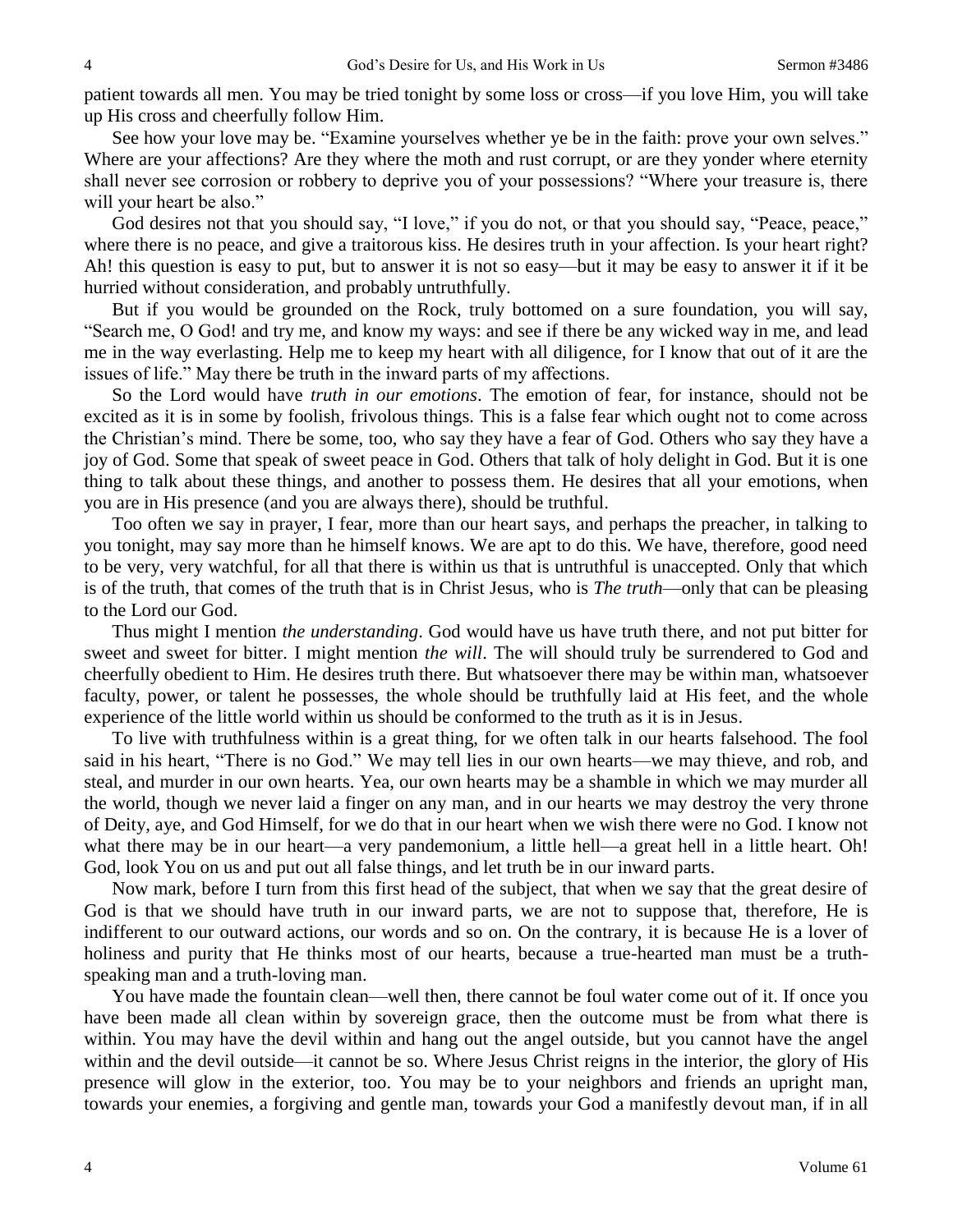patient towards all men. You may be tried tonight by some loss or cross—if you love Him, you will take up His cross and cheerfully follow Him.

See how your love may be. "Examine yourselves whether ye be in the faith: prove your own selves." Where are your affections? Are they where the moth and rust corrupt, or are they yonder where eternity shall never see corrosion or robbery to deprive you of your possessions? "Where your treasure is, there will your heart be also."

God desires not that you should say, "I love," if you do not, or that you should say, "Peace, peace," where there is no peace, and give a traitorous kiss. He desires truth in your affection. Is your heart right? Ah! this question is easy to put, but to answer it is not so easy—but it may be easy to answer it if it be hurried without consideration, and probably untruthfully.

But if you would be grounded on the Rock, truly bottomed on a sure foundation, you will say, "Search me, O God! and try me, and know my ways: and see if there be any wicked way in me, and lead me in the way everlasting. Help me to keep my heart with all diligence, for I know that out of it are the issues of life." May there be truth in the inward parts of my affections.

So the Lord would have *truth in our emotions*. The emotion of fear, for instance, should not be excited as it is in some by foolish, frivolous things. This is a false fear which ought not to come across the Christian's mind. There be some, too, who say they have a fear of God. Others who say they have a joy of God. Some that speak of sweet peace in God. Others that talk of holy delight in God. But it is one thing to talk about these things, and another to possess them. He desires that all your emotions, when you are in His presence (and you are always there), should be truthful.

Too often we say in prayer, I fear, more than our heart says, and perhaps the preacher, in talking to you tonight, may say more than he himself knows. We are apt to do this. We have, therefore, good need to be very, very watchful, for all that there is within us that is untruthful is unaccepted. Only that which is of the truth, that comes of the truth that is in Christ Jesus, who is *The truth*—only that can be pleasing to the Lord our God.

Thus might I mention *the understanding*. God would have us have truth there, and not put bitter for sweet and sweet for bitter. I might mention *the will*. The will should truly be surrendered to God and cheerfully obedient to Him. He desires truth there. But whatsoever there may be within man, whatsoever faculty, power, or talent he possesses, the whole should be truthfully laid at His feet, and the whole experience of the little world within us should be conformed to the truth as it is in Jesus.

To live with truthfulness within is a great thing, for we often talk in our hearts falsehood. The fool said in his heart, "There is no God." We may tell lies in our own hearts—we may thieve, and rob, and steal, and murder in our own hearts. Yea, our own hearts may be a shamble in which we may murder all the world, though we never laid a finger on any man, and in our hearts we may destroy the very throne of Deity, aye, and God Himself, for we do that in our heart when we wish there were no God. I know not what there may be in our heart—a very pandemonium, a little hell—a great hell in a little heart. Oh! God, look You on us and put out all false things, and let truth be in our inward parts.

Now mark, before I turn from this first head of the subject, that when we say that the great desire of God is that we should have truth in our inward parts, we are not to suppose that, therefore, He is indifferent to our outward actions, our words and so on. On the contrary, it is because He is a lover of holiness and purity that He thinks most of our hearts, because a true-hearted man must be a truth-speaking man and a truth-loving man.

You have made the fountain clean—well then, there cannot be foul water come out of it. If once you have been made all clean within by sovereign grace, then the outcome must be from what there is within. You may have the devil within and hang out the angel outside, but you cannot have the angel within and the devil outside—it cannot be so. Where Jesus Christ reigns in the interior, the glory of His presence will glow in the exterior, too. You may be to your neighbors and friends an upright man, towards your enemies, a forgiving and gentle man, towards your God a manifestly devout man, if in all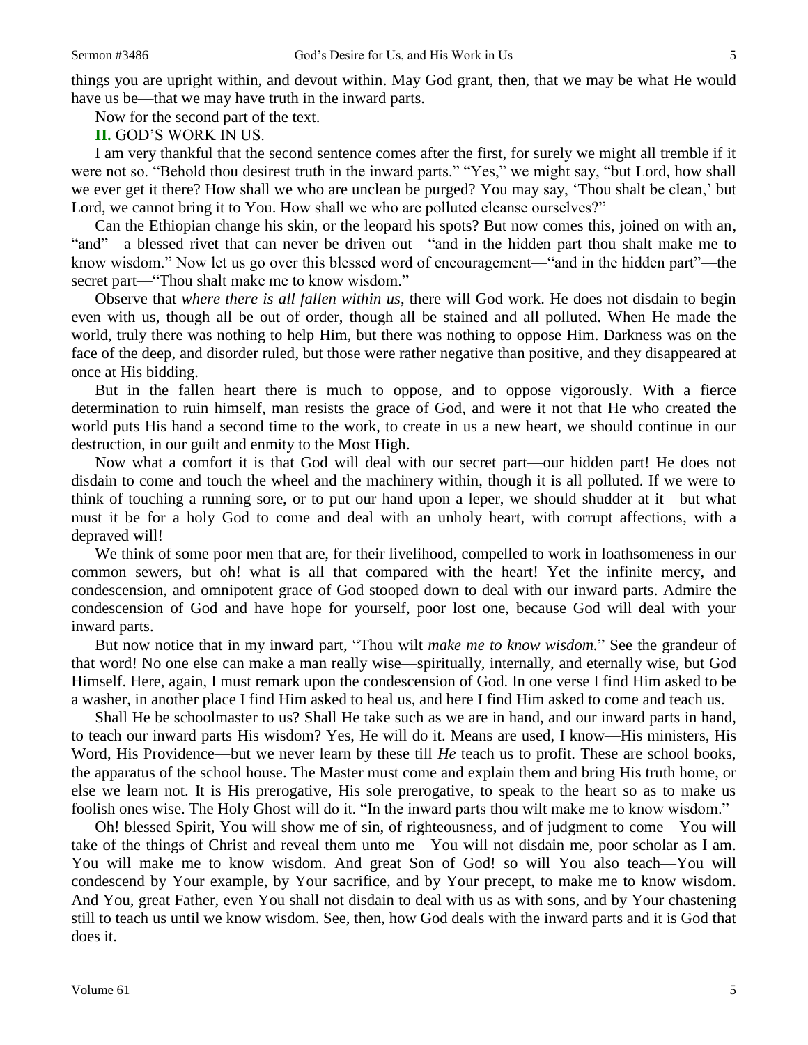things you are upright within, and devout within. May God grant, then, that we may be what He would have us be—that we may have truth in the inward parts.

Now for the second part of the text.

## **II.** GOD'S WORK IN US.

I am very thankful that the second sentence comes after the first, for surely we might all tremble if it were not so. "Behold thou desirest truth in the inward parts." "Yes," we might say, "but Lord, how shall we ever get it there? How shall we who are unclean be purged? You may say, 'Thou shalt be clean,' but Lord, we cannot bring it to You. How shall we who are polluted cleanse ourselves?"

Can the Ethiopian change his skin, or the leopard his spots? But now comes this, joined on with an, "and"—a blessed rivet that can never be driven out—"and in the hidden part thou shalt make me to know wisdom." Now let us go over this blessed word of encouragement—"and in the hidden part"—the secret part—"Thou shalt make me to know wisdom."

Observe that *where there is all fallen within us*, there will God work. He does not disdain to begin even with us, though all be out of order, though all be stained and all polluted. When He made the world, truly there was nothing to help Him, but there was nothing to oppose Him. Darkness was on the face of the deep, and disorder ruled, but those were rather negative than positive, and they disappeared at once at His bidding.

But in the fallen heart there is much to oppose, and to oppose vigorously. With a fierce determination to ruin himself, man resists the grace of God, and were it not that He who created the world puts His hand a second time to the work, to create in us a new heart, we should continue in our destruction, in our guilt and enmity to the Most High.

Now what a comfort it is that God will deal with our secret part—our hidden part! He does not disdain to come and touch the wheel and the machinery within, though it is all polluted. If we were to think of touching a running sore, or to put our hand upon a leper, we should shudder at it—but what must it be for a holy God to come and deal with an unholy heart, with corrupt affections, with a depraved will!

We think of some poor men that are, for their livelihood, compelled to work in loathsomeness in our common sewers, but oh! what is all that compared with the heart! Yet the infinite mercy, and condescension, and omnipotent grace of God stooped down to deal with our inward parts. Admire the condescension of God and have hope for yourself, poor lost one, because God will deal with your inward parts.

But now notice that in my inward part, "Thou wilt *make me to know wisdom.*" See the grandeur of that word! No one else can make a man really wise—spiritually, internally, and eternally wise, but God Himself. Here, again, I must remark upon the condescension of God. In one verse I find Him asked to be a washer, in another place I find Him asked to heal us, and here I find Him asked to come and teach us.

Shall He be schoolmaster to us? Shall He take such as we are in hand, and our inward parts in hand, to teach our inward parts His wisdom? Yes, He will do it. Means are used, I know—His ministers, His Word, His Providence—but we never learn by these till *He* teach us to profit. These are school books, the apparatus of the school house. The Master must come and explain them and bring His truth home, or else we learn not. It is His prerogative, His sole prerogative, to speak to the heart so as to make us foolish ones wise. The Holy Ghost will do it. "In the inward parts thou wilt make me to know wisdom."

Oh! blessed Spirit, You will show me of sin, of righteousness, and of judgment to come—You will take of the things of Christ and reveal them unto me—You will not disdain me, poor scholar as I am. You will make me to know wisdom. And great Son of God! so will You also teach—You will condescend by Your example, by Your sacrifice, and by Your precept, to make me to know wisdom. And You, great Father, even You shall not disdain to deal with us as with sons, and by Your chastening still to teach us until we know wisdom. See, then, how God deals with the inward parts and it is God that does it.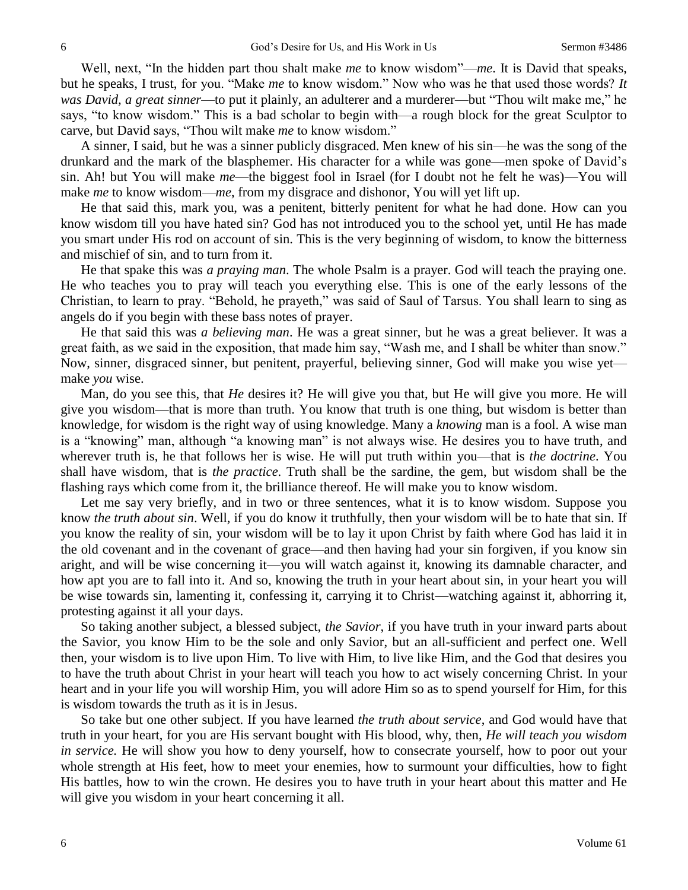Well, next, "In the hidden part thou shalt make *me* to know wisdom"—*me*. It is David that speaks, but he speaks, I trust, for you. "Make *me* to know wisdom." Now who was he that used those words? *It was David, a great sinner*—to put it plainly, an adulterer and a murderer—but "Thou wilt make me," he says, "to know wisdom." This is a bad scholar to begin with—a rough block for the great Sculptor to carve, but David says, "Thou wilt make *me* to know wisdom."

A sinner, I said, but he was a sinner publicly disgraced. Men knew of his sin—he was the song of the drunkard and the mark of the blasphemer. His character for a while was gone—men spoke of David's sin. Ah! but You will make *me*—the biggest fool in Israel (for I doubt not he felt he was)—You will make *me* to know wisdom—*me*, from my disgrace and dishonor, You will yet lift up.

He that said this, mark you, was a penitent, bitterly penitent for what he had done. How can you know wisdom till you have hated sin? God has not introduced you to the school yet, until He has made you smart under His rod on account of sin. This is the very beginning of wisdom, to know the bitterness and mischief of sin, and to turn from it.

He that spake this was *a praying man*. The whole Psalm is a prayer. God will teach the praying one. He who teaches you to pray will teach you everything else. This is one of the early lessons of the Christian, to learn to pray. "Behold, he prayeth," was said of Saul of Tarsus. You shall learn to sing as angels do if you begin with these bass notes of prayer.

He that said this was *a believing man*. He was a great sinner, but he was a great believer. It was a great faith, as we said in the exposition, that made him say, "Wash me, and I shall be whiter than snow." Now, sinner, disgraced sinner, but penitent, prayerful, believing sinner, God will make you wise yet—make *you* wise.

Man, do you see this, that *He* desires it? He will give you that, but He will give you more. He will give you wisdom—that is more than truth. You know that truth is one thing, but wisdom is better than knowledge, for wisdom is the right way of using knowledge. Many a *knowing* man is a fool. A wise man is a "knowing" man, although "a knowing man" is not always wise. He desires you to have truth, and wherever truth is, he that follows her is wise. He will put truth within you—that is *the doctrine*. You shall have wisdom, that is *the practice*. Truth shall be the sardine, the gem, but wisdom shall be the flashing rays which come from it, the brilliance thereof. He will make you to know wisdom.

Let me say very briefly, and in two or three sentences, what it is to know wisdom. Suppose you know *the truth about sin*. Well, if you do know it truthfully, then your wisdom will be to hate that sin. If you know the reality of sin, your wisdom will be to lay it upon Christ by faith where God has laid it in the old covenant and in the covenant of grace—and then having had your sin forgiven, if you know sin aright, and will be wise concerning it—you will watch against it, knowing its damnable character, and how apt you are to fall into it. And so, knowing the truth in your heart about sin, in your heart you will be wise towards sin, lamenting it, confessing it, carrying it to Christ—watching against it, abhorring it, protesting against it all your days.

So taking another subject, a blessed subject, *the Savior*, if you have truth in your inward parts about the Savior, you know Him to be the sole and only Savior, but an all-sufficient and perfect one. Well then, your wisdom is to live upon Him. To live with Him, to live like Him, and the God that desires you to have the truth about Christ in your heart will teach you how to act wisely concerning Christ. In your heart and in your life you will worship Him, you will adore Him so as to spend yourself for Him, for this is wisdom towards the truth as it is in Jesus.

So take but one other subject. If you have learned *the truth about service*, and God would have that truth in your heart, for you are His servant bought with His blood, why, then, *He will teach you wisdom in service.* He will show you how to deny yourself, how to consecrate yourself, how to poor out your whole strength at His feet, how to meet your enemies, how to surmount your difficulties, how to fight His battles, how to win the crown. He desires you to have truth in your heart about this matter and He will give you wisdom in your heart concerning it all.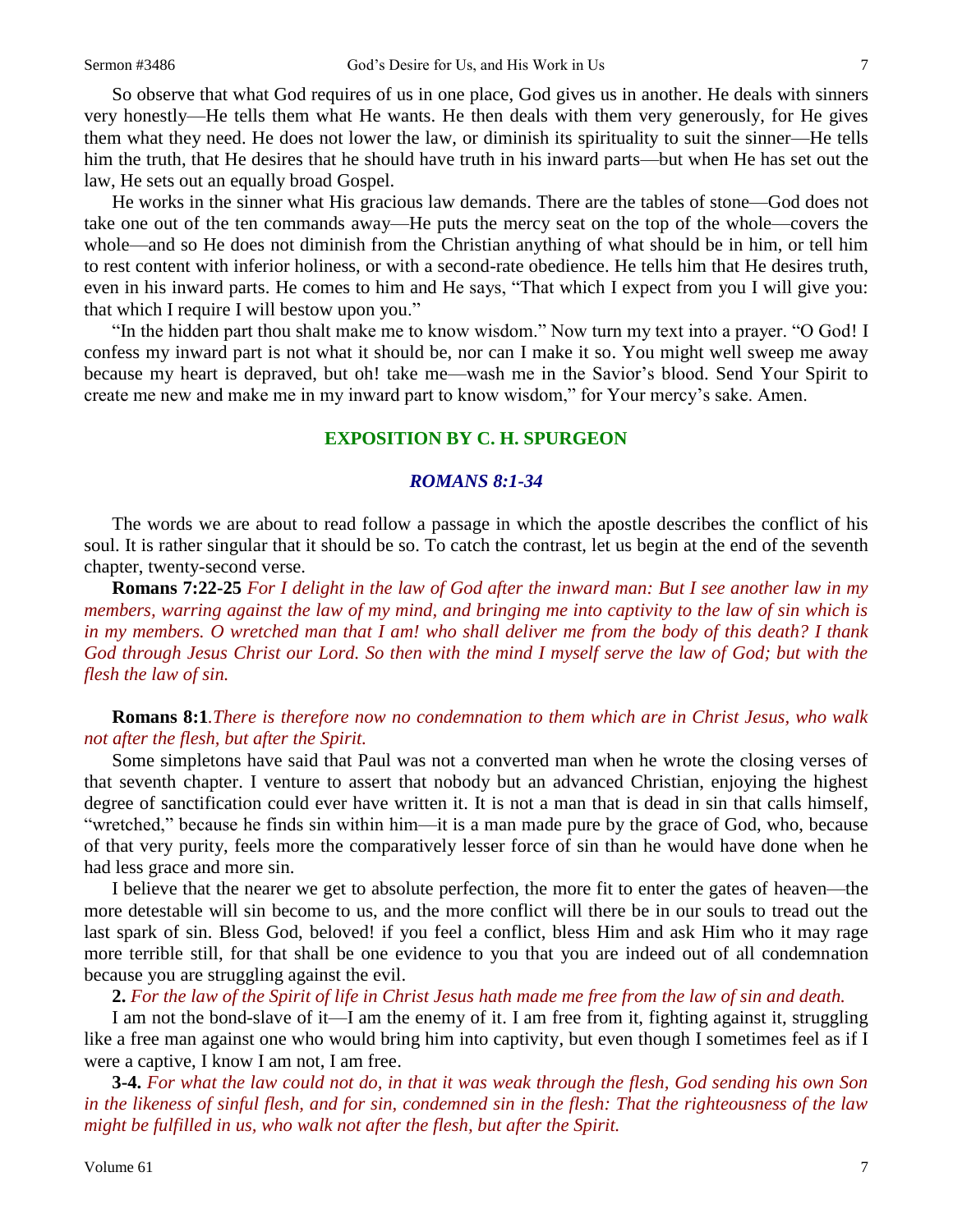So observe that what God requires of us in one place, God gives us in another. He deals with sinners very honestly—He tells them what He wants. He then deals with them very generously, for He gives them what they need. He does not lower the law, or diminish its spirituality to suit the sinner—He tells him the truth, that He desires that he should have truth in his inward parts—but when He has set out the law, He sets out an equally broad Gospel.

He works in the sinner what His gracious law demands. There are the tables of stone—God does not take one out of the ten commands away—He puts the mercy seat on the top of the whole—covers the whole—and so He does not diminish from the Christian anything of what should be in him, or tell him to rest content with inferior holiness, or with a second-rate obedience. He tells him that He desires truth, even in his inward parts. He comes to him and He says, "That which I expect from you I will give you: that which I require I will bestow upon you."

"In the hidden part thou shalt make me to know wisdom." Now turn my text into a prayer. "O God! I confess my inward part is not what it should be, nor can I make it so. You might well sweep me away because my heart is depraved, but oh! take me—wash me in the Savior's blood. Send Your Spirit to create me new and make me in my inward part to know wisdom," for Your mercy's sake. Amen.

## EXPOSITION BY C. H. SPURGEON

### *ROMANS 8:1-34*

The words we are about to read follow a passage in which the apostle describes the conflict of his soul. It is rather singular that it should be so. To catch the contrast, let us begin at the end of the seventh chapter, twenty-second verse.

**Romans 7:22-25** *For I delight in the law of God after the inward man: But I see another law in my members, warring against the law of my mind, and bringing me into captivity to the law of sin which is in my members. O wretched man that I am! who shall deliver me from the body of this death? I thank God through Jesus Christ our Lord. So then with the mind I myself serve the law of God; but with the flesh the law of sin.*

**Romans 8:1***.There is therefore now no condemnation to them which are in Christ Jesus, who walk not after the flesh, but after the Spirit.*

Some simpletons have said that Paul was not a converted man when he wrote the closing verses of that seventh chapter. I venture to assert that nobody but an advanced Christian, enjoying the highest degree of sanctification could ever have written it. It is not a man that is dead in sin that calls himself, "wretched," because he finds sin within him—it is a man made pure by the grace of God, who, because of that very purity, feels more the comparatively lesser force of sin than he would have done when he had less grace and more sin.

I believe that the nearer we get to absolute perfection, the more fit to enter the gates of heaven—the more detestable will sin become to us, and the more conflict will there be in our souls to tread out the last spark of sin. Bless God, beloved! if you feel a conflict, bless Him and ask Him who it may rage more terrible still, for that shall be one evidence to you that you are indeed out of all condemnation because you are struggling against the evil.

**2.** *For the law of the Spirit of life in Christ Jesus hath made me free from the law of sin and death.*

I am not the bond-slave of it—I am the enemy of it. I am free from it, fighting against it, struggling like a free man against one who would bring him into captivity, but even though I sometimes feel as if I were a captive, I know I am not, I am free.

**3-4.** *For what the law could not do, in that it was weak through the flesh, God sending his own Son in the likeness of sinful flesh, and for sin, condemned sin in the flesh: That the righteousness of the law might be fulfilled in us, who walk not after the flesh, but after the Spirit.*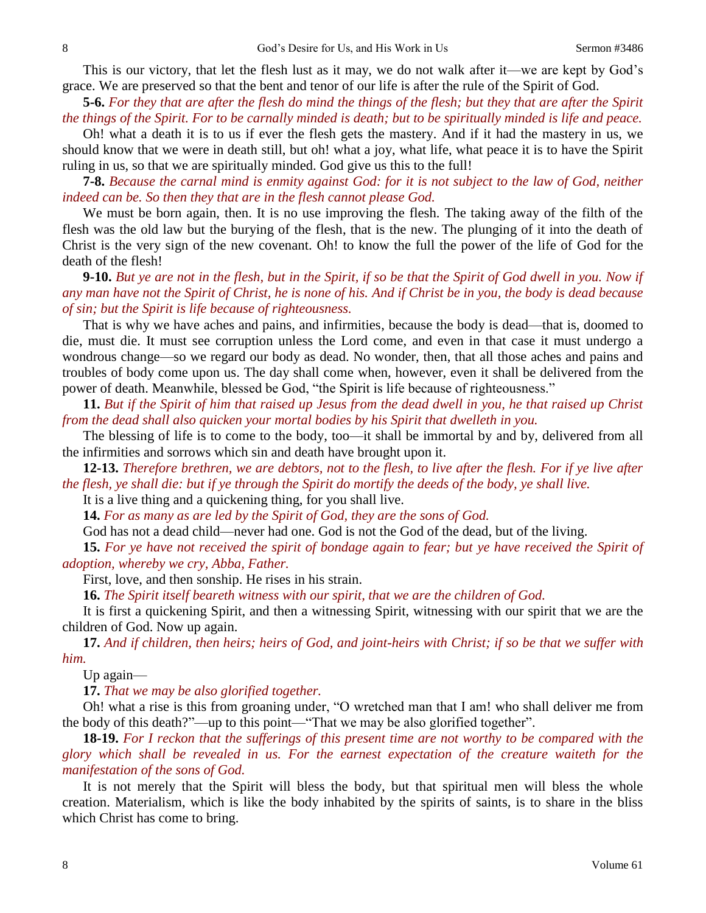This is our victory, that let the flesh lust as it may, we do not walk after it—we are kept by God's grace. We are preserved so that the bent and tenor of our life is after the rule of the Spirit of God.

**5-6.** *For they that are after the flesh do mind the things of the flesh; but they that are after the Spirit the things of the Spirit. For to be carnally minded is death; but to be spiritually minded is life and peace.*

Oh! what a death it is to us if ever the flesh gets the mastery. And if it had the mastery in us, we should know that we were in death still, but oh! what a joy, what life, what peace it is to have the Spirit ruling in us, so that we are spiritually minded. God give us this to the full!

**7-8.** *Because the carnal mind is enmity against God: for it is not subject to the law of God, neither indeed can be. So then they that are in the flesh cannot please God.*

We must be born again, then. It is no use improving the flesh. The taking away of the filth of the flesh was the old law but the burying of the flesh, that is the new. The plunging of it into the death of Christ is the very sign of the new covenant. Oh! to know the full the power of the life of God for the death of the flesh!

**9-10.** *But ye are not in the flesh, but in the Spirit, if so be that the Spirit of God dwell in you. Now if any man have not the Spirit of Christ, he is none of his. And if Christ be in you, the body is dead because of sin; but the Spirit is life because of righteousness.*

That is why we have aches and pains, and infirmities, because the body is dead—that is, doomed to die, must die. It must see corruption unless the Lord come, and even in that case it must undergo a wondrous change—so we regard our body as dead. No wonder, then, that all those aches and pains and troubles of body come upon us. The day shall come when, however, even it shall be delivered from the power of death. Meanwhile, blessed be God, "the Spirit is life because of righteousness."

**11.** *But if the Spirit of him that raised up Jesus from the dead dwell in you, he that raised up Christ from the dead shall also quicken your mortal bodies by his Spirit that dwelleth in you.*

The blessing of life is to come to the body, too—it shall be immortal by and by, delivered from all the infirmities and sorrows which sin and death have brought upon it.

**12-13.** *Therefore brethren, we are debtors, not to the flesh, to live after the flesh. For if ye live after the flesh, ye shall die: but if ye through the Spirit do mortify the deeds of the body, ye shall live.*

It is a live thing and a quickening thing, for you shall live.

**14.** *For as many as are led by the Spirit of God, they are the sons of God.*

God has not a dead child—never had one. God is not the God of the dead, but of the living.

**15.** *For ye have not received the spirit of bondage again to fear; but ye have received the Spirit of adoption, whereby we cry, Abba, Father.*

First, love, and then sonship. He rises in his strain.

**16.** *The Spirit itself beareth witness with our spirit, that we are the children of God.*

It is first a quickening Spirit, and then a witnessing Spirit, witnessing with our spirit that we are the children of God. Now up again.

**17.** *And if children, then heirs; heirs of God, and joint-heirs with Christ; if so be that we suffer with him.*

Up again—

**17.** *That we may be also glorified together.*

Oh! what a rise is this from groaning under, "O wretched man that I am! who shall deliver me from the body of this death?"—up to this point—"That we may be also glorified together".

**18-19.** *For I reckon that the sufferings of this present time are not worthy to be compared with the glory which shall be revealed in us. For the earnest expectation of the creature waiteth for the manifestation of the sons of God.*

It is not merely that the Spirit will bless the body, but that spiritual men will bless the whole creation. Materialism, which is like the body inhabited by the spirits of saints, is to share in the bliss which Christ has come to bring.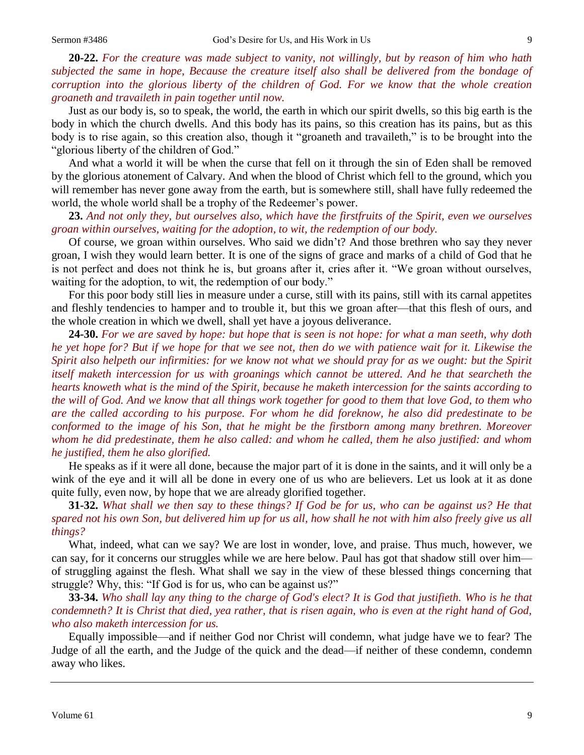**20-22.** *For the creature was made subject to vanity, not willingly, but by reason of him who hath subjected the same in hope, Because the creature itself also shall be delivered from the bondage of corruption into the glorious liberty of the children of God. For we know that the whole creation groaneth and travaileth in pain together until now.*

Just as our body is, so to speak, the world, the earth in which our spirit dwells, so this big earth is the body in which the church dwells. And this body has its pains, so this creation has its pains, but as this body is to rise again, so this creation also, though it "groaneth and travaileth," is to be brought into the "glorious liberty of the children of God."

And what a world it will be when the curse that fell on it through the sin of Eden shall be removed by the glorious atonement of Calvary. And when the blood of Christ which fell to the ground, which you will remember has never gone away from the earth, but is somewhere still, shall have fully redeemed the world, the whole world shall be a trophy of the Redeemer's power.

**23.** *And not only they, but ourselves also, which have the firstfruits of the Spirit, even we ourselves groan within ourselves, waiting for the adoption, to wit, the redemption of our body.*

Of course, we groan within ourselves. Who said we didn't? And those brethren who say they never groan, I wish they would learn better. It is one of the signs of grace and marks of a child of God that he is not perfect and does not think he is, but groans after it, cries after it. "We groan without ourselves, waiting for the adoption, to wit, the redemption of our body."

For this poor body still lies in measure under a curse, still with its pains, still with its carnal appetites and fleshly tendencies to hamper and to trouble it, but this we groan after—that this flesh of ours, and the whole creation in which we dwell, shall yet have a joyous deliverance.

**24-30.** *For we are saved by hope: but hope that is seen is not hope: for what a man seeth, why doth he yet hope for? But if we hope for that we see not, then do we with patience wait for it. Likewise the Spirit also helpeth our infirmities: for we know not what we should pray for as we ought: but the Spirit itself maketh intercession for us with groanings which cannot be uttered. And he that searcheth the hearts knoweth what is the mind of the Spirit, because he maketh intercession for the saints according to the will of God. And we know that all things work together for good to them that love God, to them who are the called according to his purpose. For whom he did foreknow, he also did predestinate to be conformed to the image of his Son, that he might be the firstborn among many brethren. Moreover whom he did predestinate, them he also called: and whom he called, them he also justified: and whom he justified, them he also glorified.*

He speaks as if it were all done, because the major part of it is done in the saints, and it will only be a wink of the eye and it will all be done in every one of us who are believers. Let us look at it as done quite fully, even now, by hope that we are already glorified together.

**31-32.** *What shall we then say to these things? If God be for us, who can be against us? He that spared not his own Son, but delivered him up for us all, how shall he not with him also freely give us all things?*

What, indeed, what can we say? We are lost in wonder, love, and praise. Thus much, however, we can say, for it concerns our struggles while we are here below. Paul has got that shadow still over him—of struggling against the flesh. What shall we say in the view of these blessed things concerning that struggle? Why, this: "If God is for us, who can be against us?"

**33-34.** *Who shall lay any thing to the charge of God's elect? It is God that justifieth. Who is he that condemneth? It is Christ that died, yea rather, that is risen again, who is even at the right hand of God, who also maketh intercession for us.*

Equally impossible—and if neither God nor Christ will condemn, what judge have we to fear? The Judge of all the earth, and the Judge of the quick and the dead—if neither of these condemn, condemn away who likes.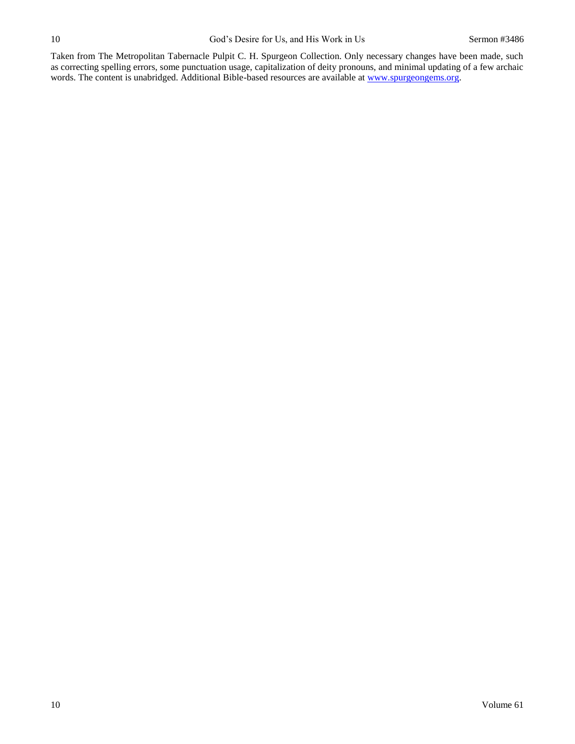Taken from The Metropolitan Tabernacle Pulpit C. H. Spurgeon Collection. Only necessary changes have been made, such as correcting spelling errors, some punctuation usage, capitalization of deity pronouns, and minimal updating of a few archaic words. The content is unabridged. Additional Bible-based resources are available at [www.spurgeongems.org](http://www.spurgeongems.org).